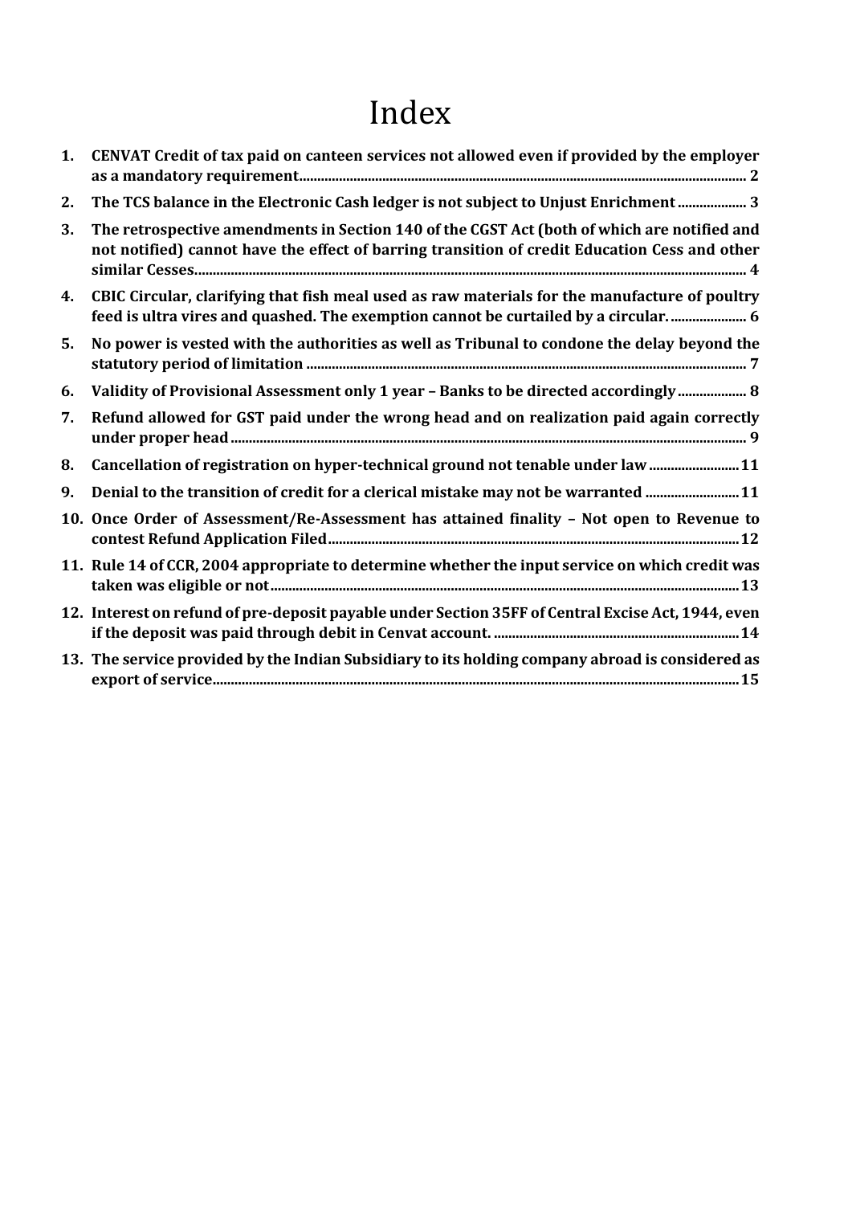# Index

1. **CENVAT Credit of tax paid on canteen services not allowed even if provided by the employer as a mandatory requirement.......... 2**
2. **The TCS balance in the Electronic Cash ledger is not subject to Unjust Enrichment .......... 3**
3. **The retrospective amendments in Section 140 of the CGST Act (both of which are notified and not notified) cannot have the effect of barring transition of credit Education Cess and other similar Cesses.......... 4**
4. **CBIC Circular, clarifying that fish meal used as raw materials for the manufacture of poultry feed is ultra vires and quashed. The exemption cannot be curtailed by a circular. .......... 6**
5. **No power is vested with the authorities as well as Tribunal to condone the delay beyond the statutory period of limitation .......... 7**
6. **Validity of Provisional Assessment only 1 year – Banks to be directed accordingly .......... 8**
7. **Refund allowed for GST paid under the wrong head and on realization paid again correctly under proper head .......... 9**
8. **Cancellation of registration on hyper-technical ground not tenable under law .......... 11**
9. **Denial to the transition of credit for a clerical mistake may not be warranted .......... 11**
10. **Once Order of Assessment/Re-Assessment has attained finality – Not open to Revenue to contest Refund Application Filed .......... 12**
11. **Rule 14 of CCR, 2004 appropriate to determine whether the input service on which credit was taken was eligible or not .......... 13**
12. **Interest on refund of pre-deposit payable under Section 35FF of Central Excise Act, 1944, even if the deposit was paid through debit in Cenvat account. .......... 14**
13. **The service provided by the Indian Subsidiary to its holding company abroad is considered as export of service .......... 15**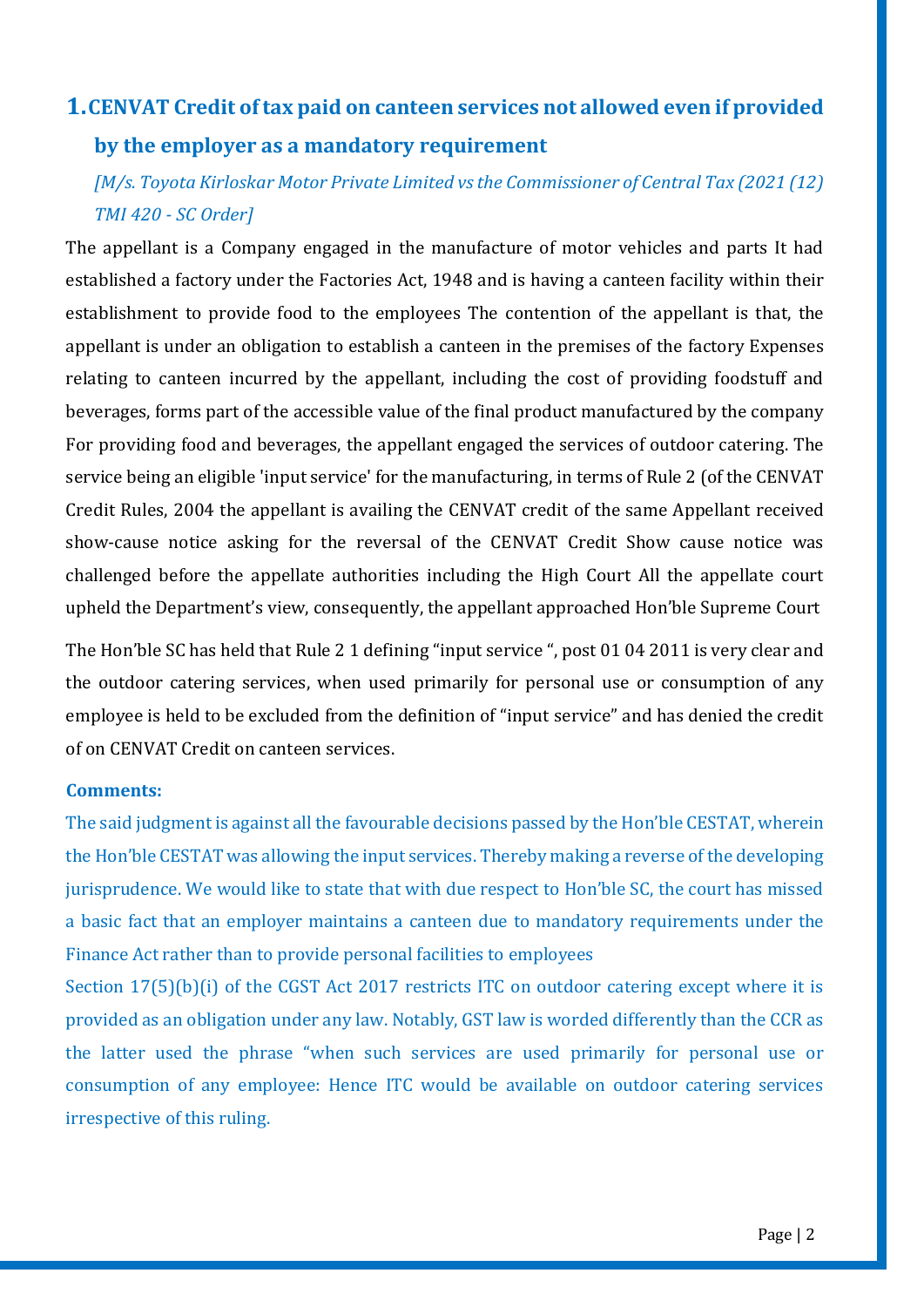## 1. CENVAT Credit of tax paid on canteen services not allowed even if provided by the employer as a mandatory requirement

*[M/s. Toyota Kirloskar Motor Private Limited vs the Commissioner of Central Tax (2021 (12) TMI 420 - SC Order]*

The appellant is a Company engaged in the manufacture of motor vehicles and parts It had established a factory under the Factories Act, 1948 and is having a canteen facility within their establishment to provide food to the employees The contention of the appellant is that, the appellant is under an obligation to establish a canteen in the premises of the factory Expenses relating to canteen incurred by the appellant, including the cost of providing foodstuff and beverages, forms part of the accessible value of the final product manufactured by the company For providing food and beverages, the appellant engaged the services of outdoor catering. The service being an eligible 'input service' for the manufacturing, in terms of Rule 2 (of the CENVAT Credit Rules, 2004 the appellant is availing the CENVAT credit of the same Appellant received show-cause notice asking for the reversal of the CENVAT Credit Show cause notice was challenged before the appellate authorities including the High Court All the appellate court upheld the Department's view, consequently, the appellant approached Hon'ble Supreme Court

The Hon'ble SC has held that Rule 2 1 defining "input service ", post 01 04 2011 is very clear and the outdoor catering services, when used primarily for personal use or consumption of any employee is held to be excluded from the definition of "input service" and has denied the credit of on CENVAT Credit on canteen services.

**Comments:**

The said judgment is against all the favourable decisions passed by the Hon'ble CESTAT, wherein the Hon'ble CESTAT was allowing the input services. Thereby making a reverse of the developing jurisprudence. We would like to state that with due respect to Hon'ble SC, the court has missed a basic fact that an employer maintains a canteen due to mandatory requirements under the Finance Act rather than to provide personal facilities to employees

Section 17(5)(b)(i) of the CGST Act 2017 restricts ITC on outdoor catering except where it is provided as an obligation under any law. Notably, GST law is worded differently than the CCR as the latter used the phrase "when such services are used primarily for personal use or consumption of any employee: Hence ITC would be available on outdoor catering services irrespective of this ruling.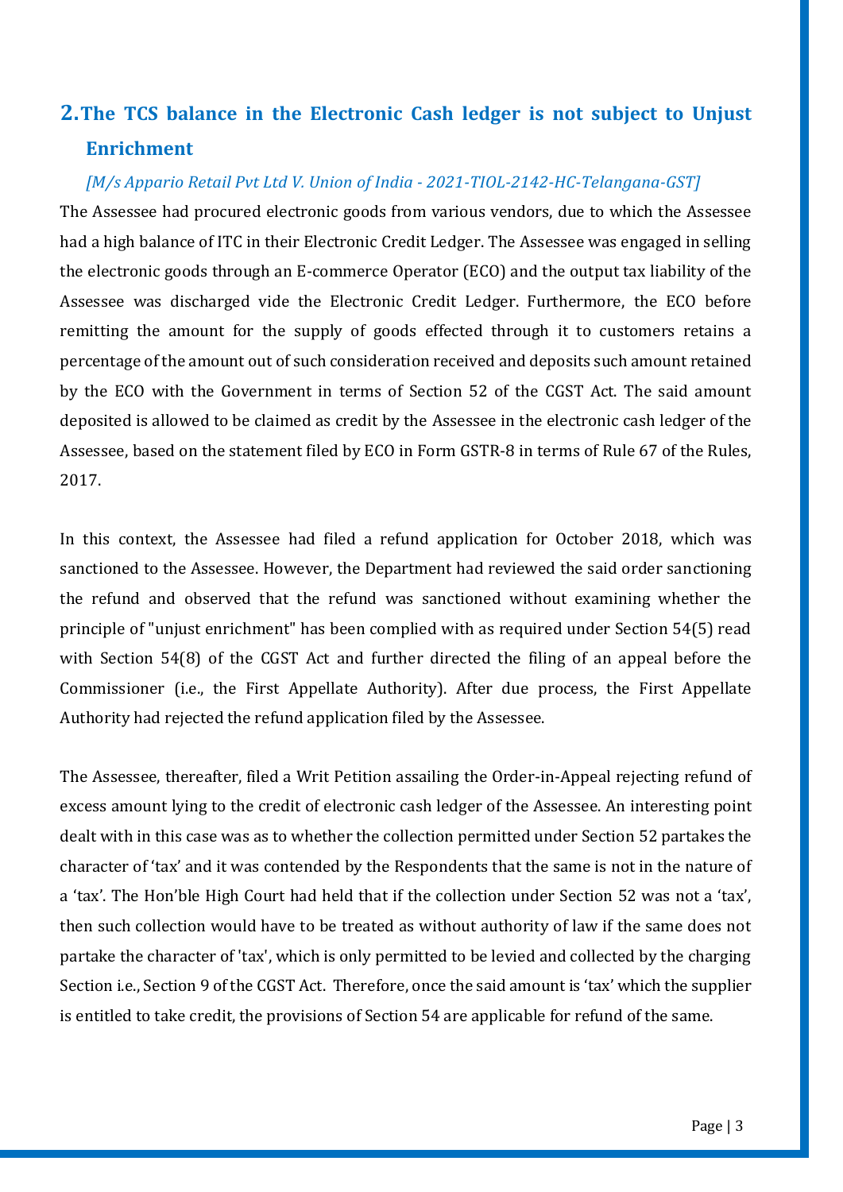## 2. The TCS balance in the Electronic Cash ledger is not subject to Unjust Enrichment

*[M/s Appario Retail Pvt Ltd V. Union of India - 2021-TIOL-2142-HC-Telangana-GST]*

The Assessee had procured electronic goods from various vendors, due to which the Assessee had a high balance of ITC in their Electronic Credit Ledger. The Assessee was engaged in selling the electronic goods through an E-commerce Operator (ECO) and the output tax liability of the Assessee was discharged vide the Electronic Credit Ledger. Furthermore, the ECO before remitting the amount for the supply of goods effected through it to customers retains a percentage of the amount out of such consideration received and deposits such amount retained by the ECO with the Government in terms of Section 52 of the CGST Act. The said amount deposited is allowed to be claimed as credit by the Assessee in the electronic cash ledger of the Assessee, based on the statement filed by ECO in Form GSTR-8 in terms of Rule 67 of the Rules, 2017.

In this context, the Assessee had filed a refund application for October 2018, which was sanctioned to the Assessee. However, the Department had reviewed the said order sanctioning the refund and observed that the refund was sanctioned without examining whether the principle of "unjust enrichment" has been complied with as required under Section 54(5) read with Section 54(8) of the CGST Act and further directed the filing of an appeal before the Commissioner (i.e., the First Appellate Authority). After due process, the First Appellate Authority had rejected the refund application filed by the Assessee.

The Assessee, thereafter, filed a Writ Petition assailing the Order-in-Appeal rejecting refund of excess amount lying to the credit of electronic cash ledger of the Assessee. An interesting point dealt with in this case was as to whether the collection permitted under Section 52 partakes the character of 'tax' and it was contended by the Respondents that the same is not in the nature of a 'tax'. The Hon'ble High Court had held that if the collection under Section 52 was not a 'tax', then such collection would have to be treated as without authority of law if the same does not partake the character of 'tax', which is only permitted to be levied and collected by the charging Section i.e., Section 9 of the CGST Act. Therefore, once the said amount is 'tax' which the supplier is entitled to take credit, the provisions of Section 54 are applicable for refund of the same.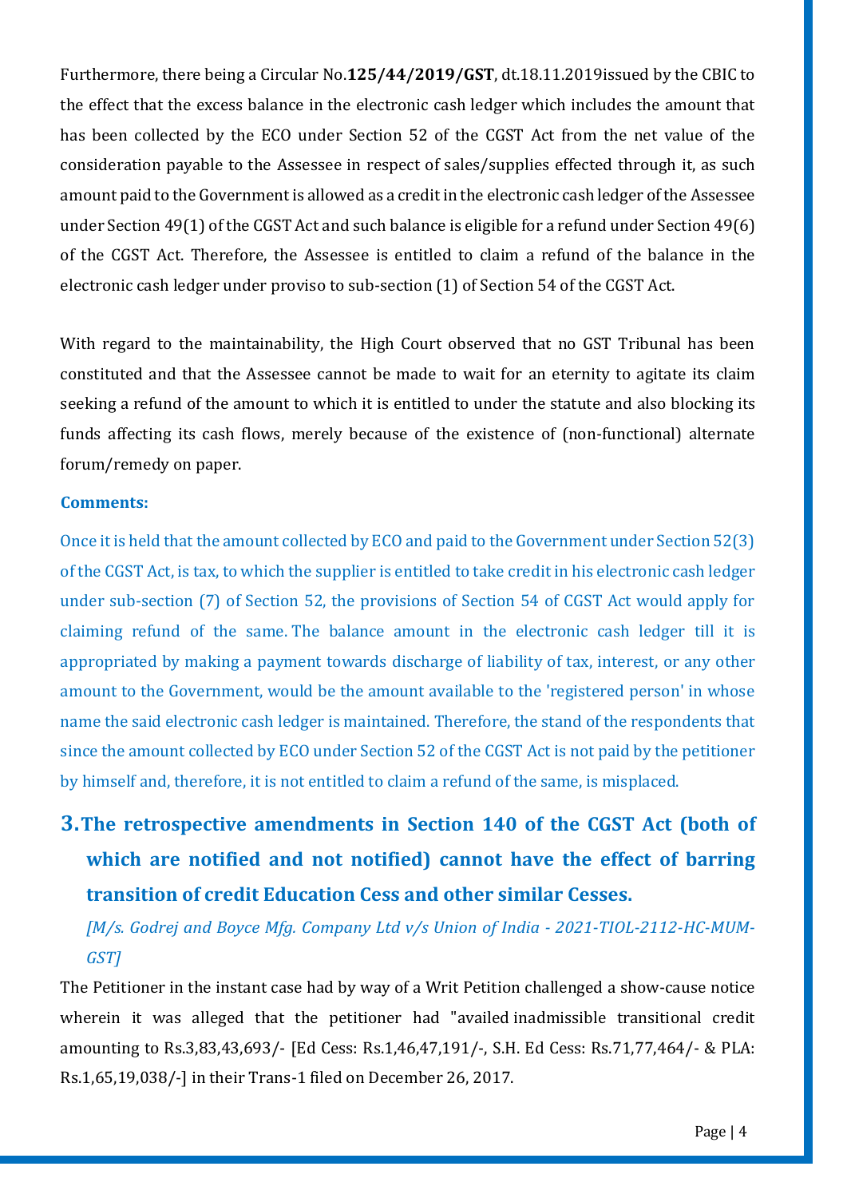Furthermore, there being a Circular No.**125/44/2019/GST**, dt.18.11.2019issued by the CBIC to the effect that the excess balance in the electronic cash ledger which includes the amount that has been collected by the ECO under Section 52 of the CGST Act from the net value of the consideration payable to the Assessee in respect of sales/supplies effected through it, as such amount paid to the Government is allowed as a credit in the electronic cash ledger of the Assessee under Section 49(1) of the CGST Act and such balance is eligible for a refund under Section 49(6) of the CGST Act. Therefore, the Assessee is entitled to claim a refund of the balance in the electronic cash ledger under proviso to sub-section (1) of Section 54 of the CGST Act.

With regard to the maintainability, the High Court observed that no GST Tribunal has been constituted and that the Assessee cannot be made to wait for an eternity to agitate its claim seeking a refund of the amount to which it is entitled to under the statute and also blocking its funds affecting its cash flows, merely because of the existence of (non-functional) alternate forum/remedy on paper.

**Comments:**

Once it is held that the amount collected by ECO and paid to the Government under Section 52(3) of the CGST Act, is tax, to which the supplier is entitled to take credit in his electronic cash ledger under sub-section (7) of Section 52, the provisions of Section 54 of CGST Act would apply for claiming refund of the same. The balance amount in the electronic cash ledger till it is appropriated by making a payment towards discharge of liability of tax, interest, or any other amount to the Government, would be the amount available to the 'registered person' in whose name the said electronic cash ledger is maintained. Therefore, the stand of the respondents that since the amount collected by ECO under Section 52 of the CGST Act is not paid by the petitioner by himself and, therefore, it is not entitled to claim a refund of the same, is misplaced.

## 3. The retrospective amendments in Section 140 of the CGST Act (both of which are notified and not notified) cannot have the effect of barring transition of credit Education Cess and other similar Cesses.

*[M/s. Godrej and Boyce Mfg. Company Ltd v/s Union of India - 2021-TIOL-2112-HC-MUM-GST]*

The Petitioner in the instant case had by way of a Writ Petition challenged a show-cause notice wherein it was alleged that the petitioner had "availed inadmissible transitional credit amounting to Rs.3,83,43,693/- [Ed Cess: Rs.1,46,47,191/-, S.H. Ed Cess: Rs.71,77,464/- & PLA: Rs.1,65,19,038/-] in their Trans-1 filed on December 26, 2017.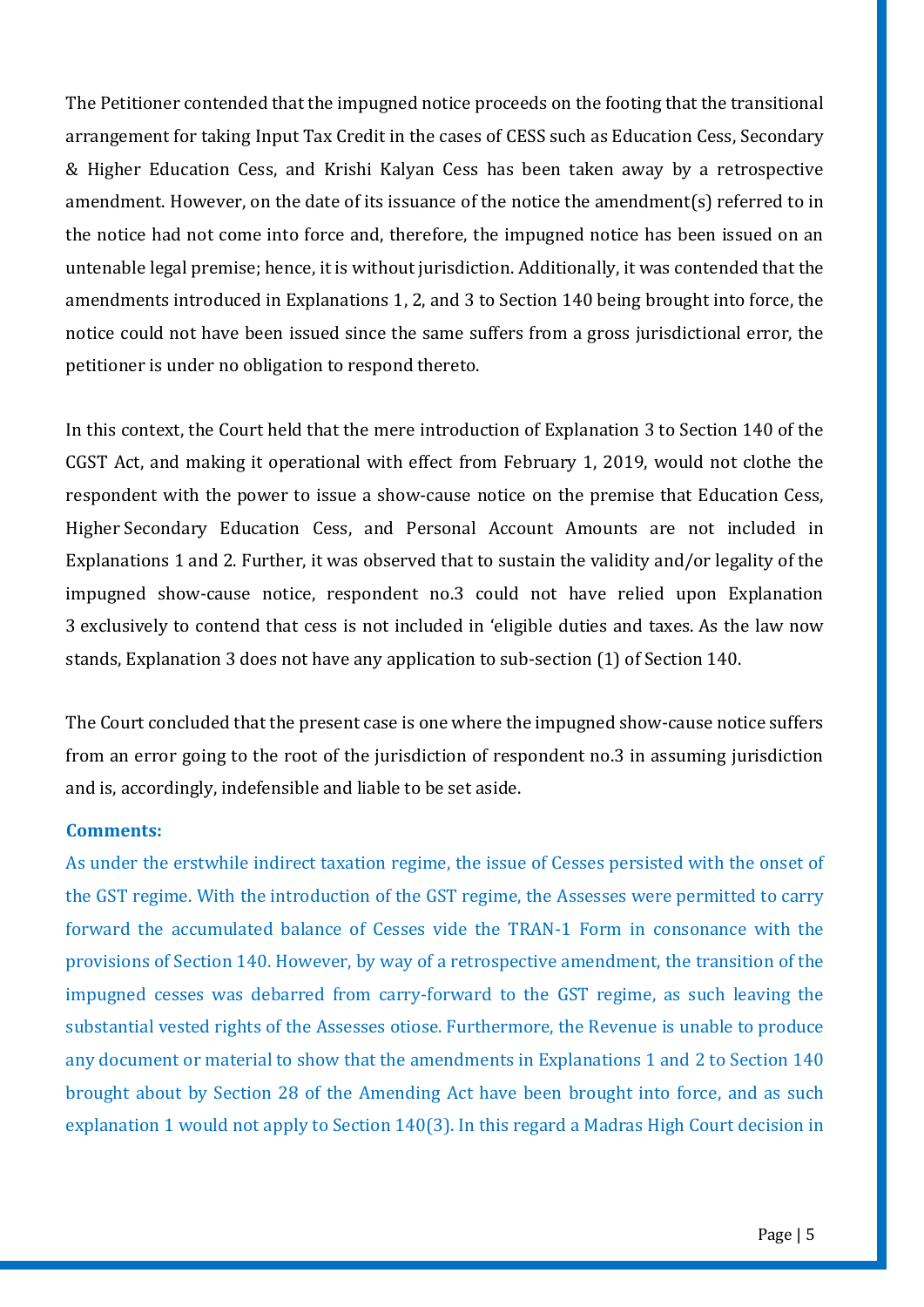The Petitioner contended that the impugned notice proceeds on the footing that the transitional arrangement for taking Input Tax Credit in the cases of CESS such as Education Cess, Secondary & Higher Education Cess, and Krishi Kalyan Cess has been taken away by a retrospective amendment. However, on the date of its issuance of the notice the amendment(s) referred to in the notice had not come into force and, therefore, the impugned notice has been issued on an untenable legal premise; hence, it is without jurisdiction. Additionally, it was contended that the amendments introduced in Explanations 1, 2, and 3 to Section 140 being brought into force, the notice could not have been issued since the same suffers from a gross jurisdictional error, the petitioner is under no obligation to respond thereto.

In this context, the Court held that the mere introduction of Explanation 3 to Section 140 of the CGST Act, and making it operational with effect from February 1, 2019, would not clothe the respondent with the power to issue a show-cause notice on the premise that Education Cess, Higher Secondary Education Cess, and Personal Account Amounts are not included in Explanations 1 and 2. Further, it was observed that to sustain the validity and/or legality of the impugned show-cause notice, respondent no.3 could not have relied upon Explanation 3 exclusively to contend that cess is not included in 'eligible duties and taxes. As the law now stands, Explanation 3 does not have any application to sub-section (1) of Section 140.

The Court concluded that the present case is one where the impugned show-cause notice suffers from an error going to the root of the jurisdiction of respondent no.3 in assuming jurisdiction and is, accordingly, indefensible and liable to be set aside.

**Comments:**

As under the erstwhile indirect taxation regime, the issue of Cesses persisted with the onset of the GST regime. With the introduction of the GST regime, the Assesses were permitted to carry forward the accumulated balance of Cesses vide the TRAN-1 Form in consonance with the provisions of Section 140. However, by way of a retrospective amendment, the transition of the impugned cesses was debarred from carry-forward to the GST regime, as such leaving the substantial vested rights of the Assesses otiose. Furthermore, the Revenue is unable to produce any document or material to show that the amendments in Explanations 1 and 2 to Section 140 brought about by Section 28 of the Amending Act have been brought into force, and as such explanation 1 would not apply to Section 140(3). In this regard a Madras High Court decision in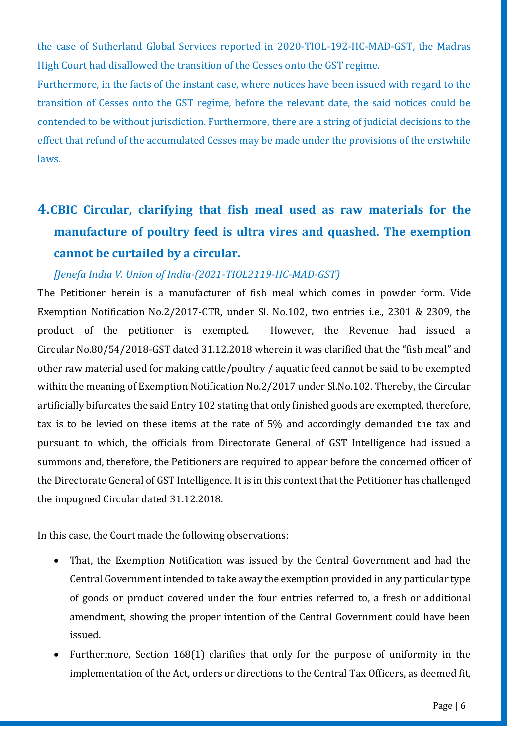the case of Sutherland Global Services reported in 2020-TIOL-192-HC-MAD-GST, the Madras High Court had disallowed the transition of the Cesses onto the GST regime.

Furthermore, in the facts of the instant case, where notices have been issued with regard to the transition of Cesses onto the GST regime, before the relevant date, the said notices could be contended to be without jurisdiction. Furthermore, there are a string of judicial decisions to the effect that refund of the accumulated Cesses may be made under the provisions of the erstwhile laws.

## 4. CBIC Circular, clarifying that fish meal used as raw materials for the manufacture of poultry feed is ultra vires and quashed. The exemption cannot be curtailed by a circular.

*[Jenefa India V. Union of India-(2021-TIOL2119-HC-MAD-GST)*

The Petitioner herein is a manufacturer of fish meal which comes in powder form. Vide Exemption Notification No.2/2017-CTR, under Sl. No.102, two entries i.e., 2301 & 2309, the product of the petitioner is exempted. However, the Revenue had issued a Circular No.80/54/2018-GST dated 31.12.2018 wherein it was clarified that the "fish meal" and other raw material used for making cattle/poultry / aquatic feed cannot be said to be exempted within the meaning of Exemption Notification No.2/2017 under Sl.No.102. Thereby, the Circular artificially bifurcates the said Entry 102 stating that only finished goods are exempted, therefore, tax is to be levied on these items at the rate of 5% and accordingly demanded the tax and pursuant to which, the officials from Directorate General of GST Intelligence had issued a summons and, therefore, the Petitioners are required to appear before the concerned officer of the Directorate General of GST Intelligence. It is in this context that the Petitioner has challenged the impugned Circular dated 31.12.2018.

In this case, the Court made the following observations:

- That, the Exemption Notification was issued by the Central Government and had the Central Government intended to take away the exemption provided in any particular type of goods or product covered under the four entries referred to, a fresh or additional amendment, showing the proper intention of the Central Government could have been issued.
- Furthermore, Section 168(1) clarifies that only for the purpose of uniformity in the implementation of the Act, orders or directions to the Central Tax Officers, as deemed fit,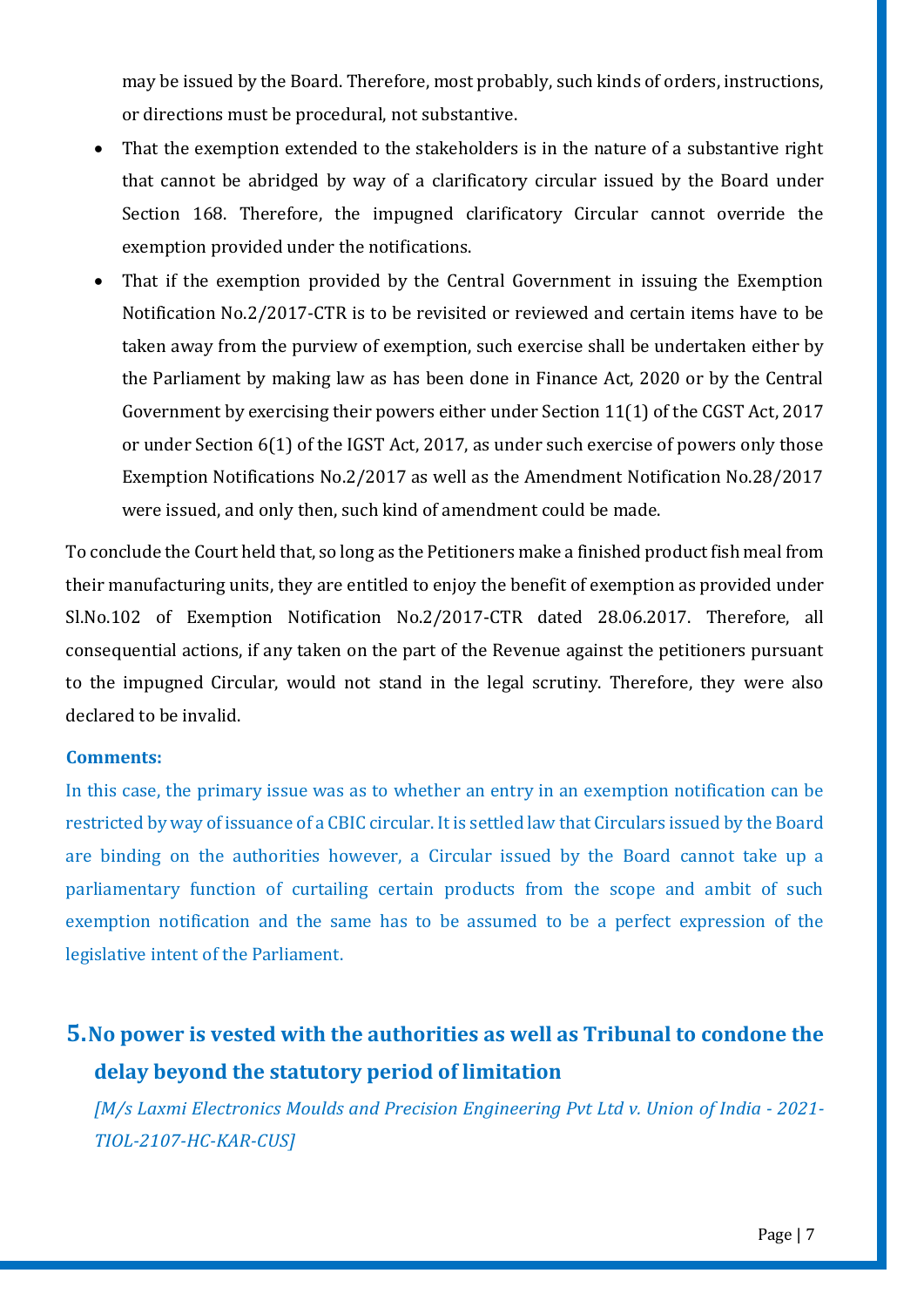may be issued by the Board. Therefore, most probably, such kinds of orders, instructions, or directions must be procedural, not substantive.

- That the exemption extended to the stakeholders is in the nature of a substantive right that cannot be abridged by way of a clarificatory circular issued by the Board under Section 168. Therefore, the impugned clarificatory Circular cannot override the exemption provided under the notifications.
- That if the exemption provided by the Central Government in issuing the Exemption Notification No.2/2017-CTR is to be revisited or reviewed and certain items have to be taken away from the purview of exemption, such exercise shall be undertaken either by the Parliament by making law as has been done in Finance Act, 2020 or by the Central Government by exercising their powers either under Section 11(1) of the CGST Act, 2017 or under Section 6(1) of the IGST Act, 2017, as under such exercise of powers only those Exemption Notifications No.2/2017 as well as the Amendment Notification No.28/2017 were issued, and only then, such kind of amendment could be made.

To conclude the Court held that, so long as the Petitioners make a finished product fish meal from their manufacturing units, they are entitled to enjoy the benefit of exemption as provided under Sl.No.102 of Exemption Notification No.2/2017-CTR dated 28.06.2017. Therefore, all consequential actions, if any taken on the part of the Revenue against the petitioners pursuant to the impugned Circular, would not stand in the legal scrutiny. Therefore, they were also declared to be invalid.

**Comments:**

In this case, the primary issue was as to whether an entry in an exemption notification can be restricted by way of issuance of a CBIC circular. It is settled law that Circulars issued by the Board are binding on the authorities however, a Circular issued by the Board cannot take up a parliamentary function of curtailing certain products from the scope and ambit of such exemption notification and the same has to be assumed to be a perfect expression of the legislative intent of the Parliament.

## 5. No power is vested with the authorities as well as Tribunal to condone the delay beyond the statutory period of limitation

*[M/s Laxmi Electronics Moulds and Precision Engineering Pvt Ltd v. Union of India - 2021-TIOL-2107-HC-KAR-CUS]*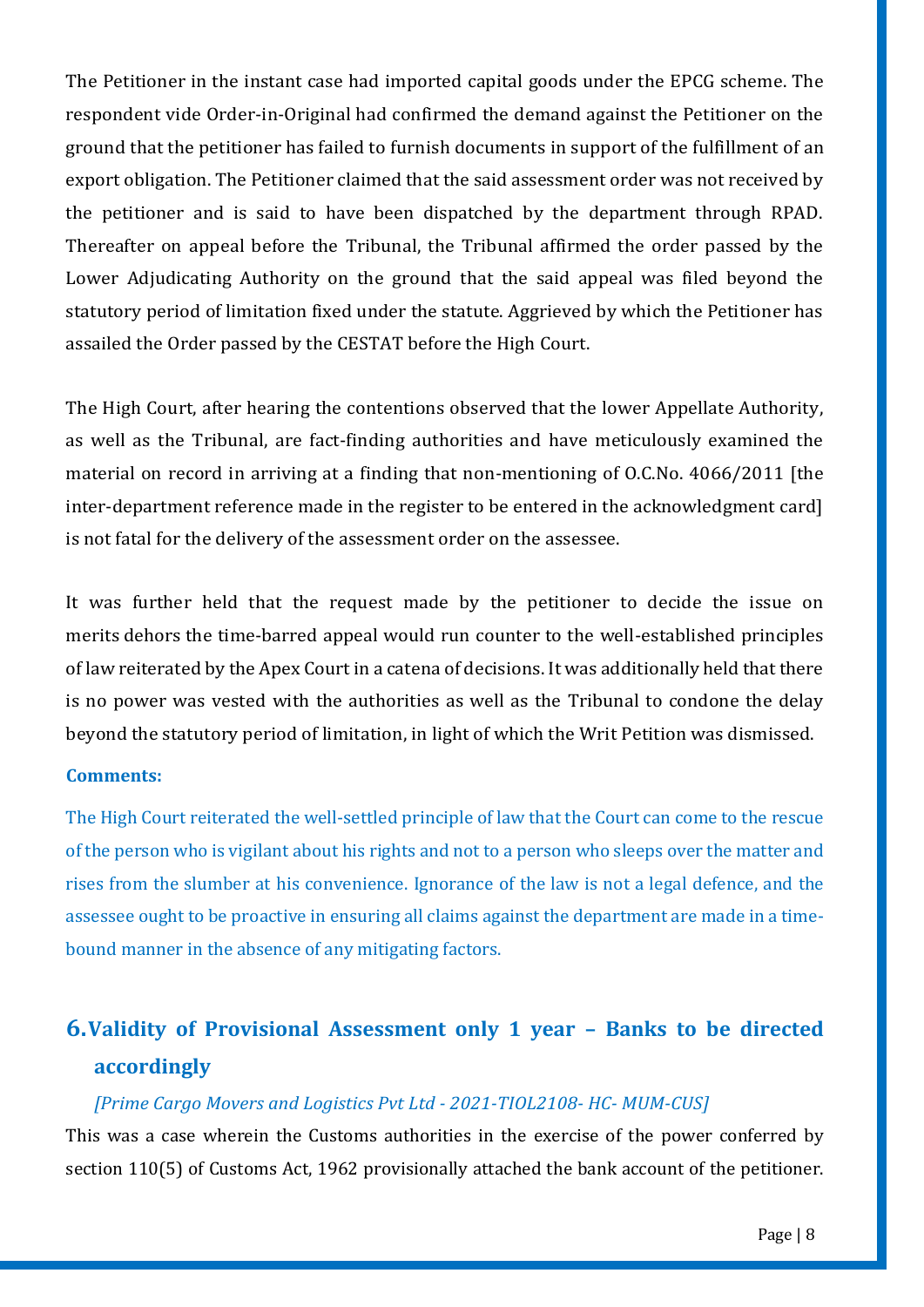The Petitioner in the instant case had imported capital goods under the EPCG scheme. The respondent vide Order-in-Original had confirmed the demand against the Petitioner on the ground that the petitioner has failed to furnish documents in support of the fulfillment of an export obligation. The Petitioner claimed that the said assessment order was not received by the petitioner and is said to have been dispatched by the department through RPAD. Thereafter on appeal before the Tribunal, the Tribunal affirmed the order passed by the Lower Adjudicating Authority on the ground that the said appeal was filed beyond the statutory period of limitation fixed under the statute. Aggrieved by which the Petitioner has assailed the Order passed by the CESTAT before the High Court.

The High Court, after hearing the contentions observed that the lower Appellate Authority, as well as the Tribunal, are fact-finding authorities and have meticulously examined the material on record in arriving at a finding that non-mentioning of O.C.No. 4066/2011 [the inter-department reference made in the register to be entered in the acknowledgment card] is not fatal for the delivery of the assessment order on the assessee.

It was further held that the request made by the petitioner to decide the issue on merits dehors the time-barred appeal would run counter to the well-established principles of law reiterated by the Apex Court in a catena of decisions. It was additionally held that there is no power was vested with the authorities as well as the Tribunal to condone the delay beyond the statutory period of limitation, in light of which the Writ Petition was dismissed.

**Comments:**

The High Court reiterated the well-settled principle of law that the Court can come to the rescue of the person who is vigilant about his rights and not to a person who sleeps over the matter and rises from the slumber at his convenience. Ignorance of the law is not a legal defence, and the assessee ought to be proactive in ensuring all claims against the department are made in a time-bound manner in the absence of any mitigating factors.

## 6. Validity of Provisional Assessment only 1 year – Banks to be directed accordingly

*[Prime Cargo Movers and Logistics Pvt Ltd - 2021-TIOL2108- HC- MUM-CUS]*

This was a case wherein the Customs authorities in the exercise of the power conferred by section 110(5) of Customs Act, 1962 provisionally attached the bank account of the petitioner.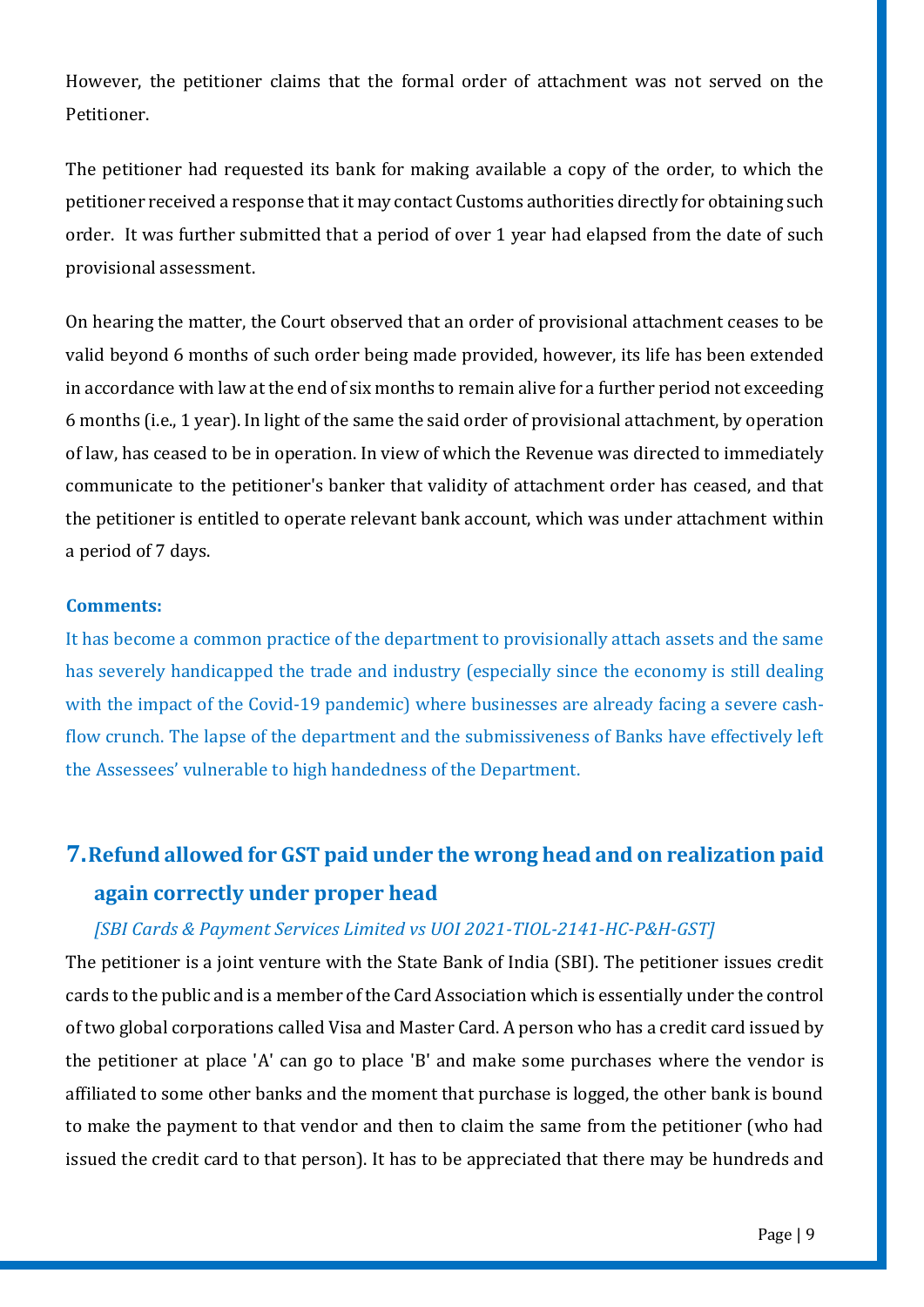However, the petitioner claims that the formal order of attachment was not served on the Petitioner.

The petitioner had requested its bank for making available a copy of the order, to which the petitioner received a response that it may contact Customs authorities directly for obtaining such order. It was further submitted that a period of over 1 year had elapsed from the date of such provisional assessment.

On hearing the matter, the Court observed that an order of provisional attachment ceases to be valid beyond 6 months of such order being made provided, however, its life has been extended in accordance with law at the end of six months to remain alive for a further period not exceeding 6 months (i.e., 1 year). In light of the same the said order of provisional attachment, by operation of law, has ceased to be in operation. In view of which the Revenue was directed to immediately communicate to the petitioner's banker that validity of attachment order has ceased, and that the petitioner is entitled to operate relevant bank account, which was under attachment within a period of 7 days.

**Comments:**

It has become a common practice of the department to provisionally attach assets and the same has severely handicapped the trade and industry (especially since the economy is still dealing with the impact of the Covid-19 pandemic) where businesses are already facing a severe cash-flow crunch. The lapse of the department and the submissiveness of Banks have effectively left the Assessees' vulnerable to high handedness of the Department.

## 7. Refund allowed for GST paid under the wrong head and on realization paid again correctly under proper head

*[SBI Cards & Payment Services Limited vs UOI 2021-TIOL-2141-HC-P&H-GST]*

The petitioner is a joint venture with the State Bank of India (SBI). The petitioner issues credit cards to the public and is a member of the Card Association which is essentially under the control of two global corporations called Visa and Master Card. A person who has a credit card issued by the petitioner at place 'A' can go to place 'B' and make some purchases where the vendor is affiliated to some other banks and the moment that purchase is logged, the other bank is bound to make the payment to that vendor and then to claim the same from the petitioner (who had issued the credit card to that person). It has to be appreciated that there may be hundreds and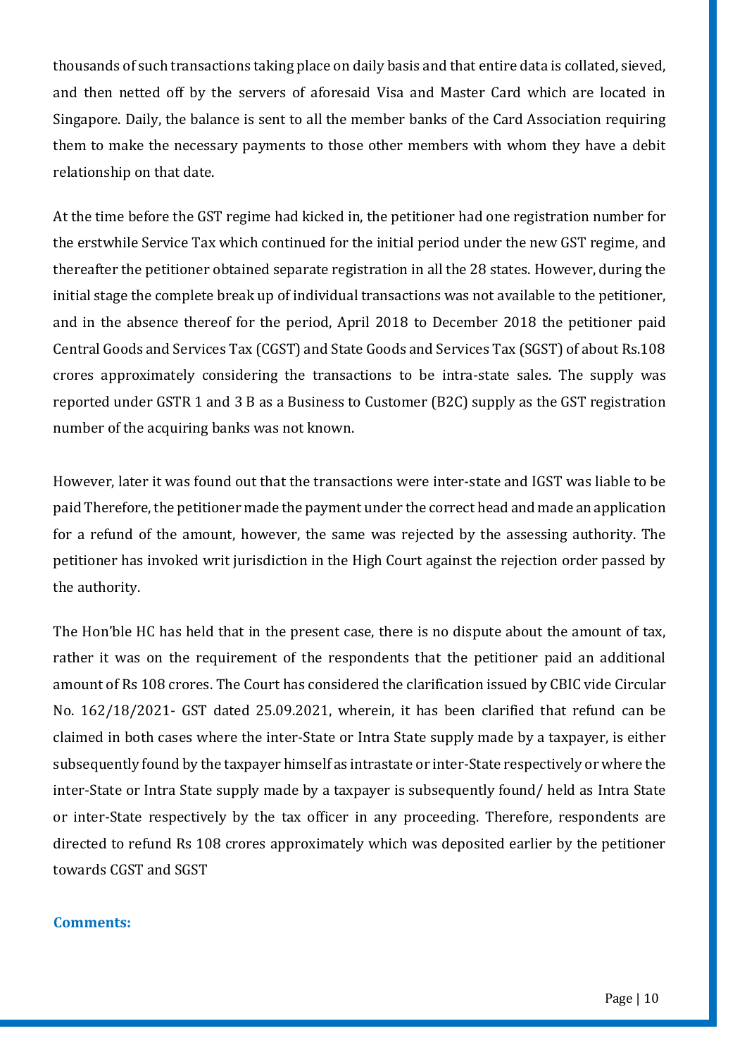thousands of such transactions taking place on daily basis and that entire data is collated, sieved, and then netted off by the servers of aforesaid Visa and Master Card which are located in Singapore. Daily, the balance is sent to all the member banks of the Card Association requiring them to make the necessary payments to those other members with whom they have a debit relationship on that date.

At the time before the GST regime had kicked in, the petitioner had one registration number for the erstwhile Service Tax which continued for the initial period under the new GST regime, and thereafter the petitioner obtained separate registration in all the 28 states. However, during the initial stage the complete break up of individual transactions was not available to the petitioner, and in the absence thereof for the period, April 2018 to December 2018 the petitioner paid Central Goods and Services Tax (CGST) and State Goods and Services Tax (SGST) of about Rs.108 crores approximately considering the transactions to be intra-state sales. The supply was reported under GSTR 1 and 3 B as a Business to Customer (B2C) supply as the GST registration number of the acquiring banks was not known.

However, later it was found out that the transactions were inter-state and IGST was liable to be paid Therefore, the petitioner made the payment under the correct head and made an application for a refund of the amount, however, the same was rejected by the assessing authority. The petitioner has invoked writ jurisdiction in the High Court against the rejection order passed by the authority.

The Hon'ble HC has held that in the present case, there is no dispute about the amount of tax, rather it was on the requirement of the respondents that the petitioner paid an additional amount of Rs 108 crores. The Court has considered the clarification issued by CBIC vide Circular No. 162/18/2021- GST dated 25.09.2021, wherein, it has been clarified that refund can be claimed in both cases where the inter-State or Intra State supply made by a taxpayer, is either subsequently found by the taxpayer himself as intrastate or inter-State respectively or where the inter-State or Intra State supply made by a taxpayer is subsequently found/ held as Intra State or inter-State respectively by the tax officer in any proceeding. Therefore, respondents are directed to refund Rs 108 crores approximately which was deposited earlier by the petitioner towards CGST and SGST

**Comments:**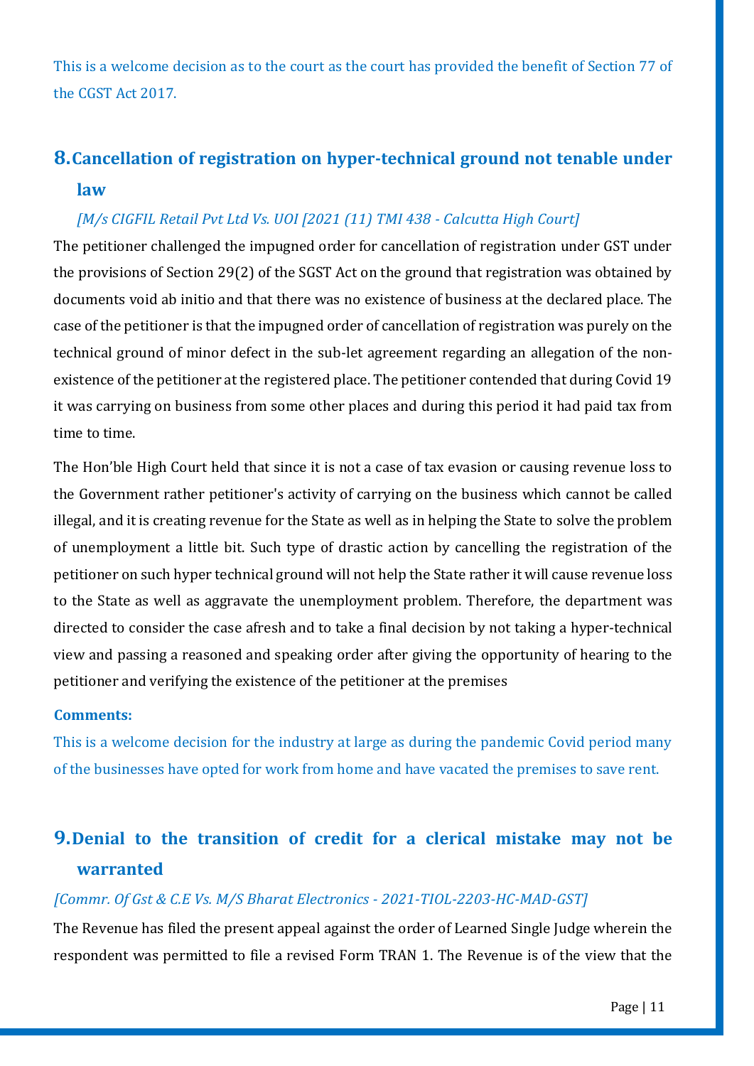This is a welcome decision as to the court as the court has provided the benefit of Section 77 of the CGST Act 2017.

## 8. Cancellation of registration on hyper-technical ground not tenable under law

*[M/s CIGFIL Retail Pvt Ltd Vs. UOI [2021 (11) TMI 438 - Calcutta High Court]*

The petitioner challenged the impugned order for cancellation of registration under GST under the provisions of Section 29(2) of the SGST Act on the ground that registration was obtained by documents void ab initio and that there was no existence of business at the declared place. The case of the petitioner is that the impugned order of cancellation of registration was purely on the technical ground of minor defect in the sub-let agreement regarding an allegation of the non-existence of the petitioner at the registered place. The petitioner contended that during Covid 19 it was carrying on business from some other places and during this period it had paid tax from time to time.

The Hon'ble High Court held that since it is not a case of tax evasion or causing revenue loss to the Government rather petitioner's activity of carrying on the business which cannot be called illegal, and it is creating revenue for the State as well as in helping the State to solve the problem of unemployment a little bit. Such type of drastic action by cancelling the registration of the petitioner on such hyper technical ground will not help the State rather it will cause revenue loss to the State as well as aggravate the unemployment problem. Therefore, the department was directed to consider the case afresh and to take a final decision by not taking a hyper-technical view and passing a reasoned and speaking order after giving the opportunity of hearing to the petitioner and verifying the existence of the petitioner at the premises

**Comments:**

This is a welcome decision for the industry at large as during the pandemic Covid period many of the businesses have opted for work from home and have vacated the premises to save rent.

## 9. Denial to the transition of credit for a clerical mistake may not be warranted

*[Commr. Of Gst & C.E Vs. M/S Bharat Electronics - 2021-TIOL-2203-HC-MAD-GST]*

The Revenue has filed the present appeal against the order of Learned Single Judge wherein the respondent was permitted to file a revised Form TRAN 1. The Revenue is of the view that the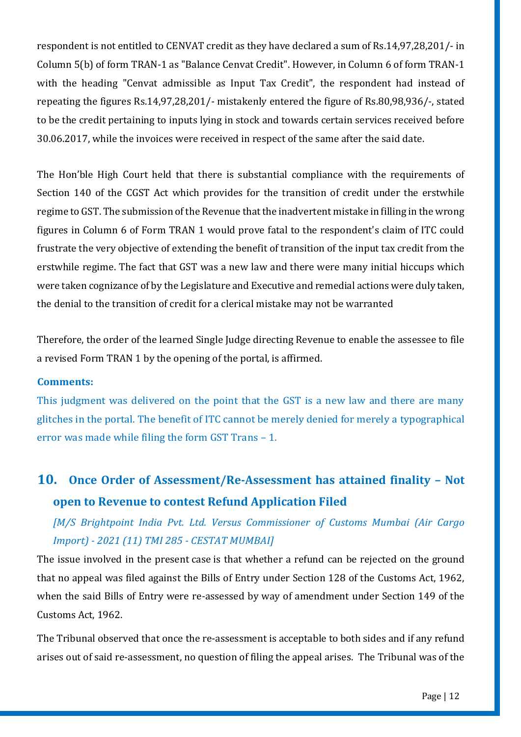respondent is not entitled to CENVAT credit as they have declared a sum of Rs.14,97,28,201/- in Column 5(b) of form TRAN-1 as "Balance Cenvat Credit". However, in Column 6 of form TRAN-1 with the heading "Cenvat admissible as Input Tax Credit", the respondent had instead of repeating the figures Rs.14,97,28,201/- mistakenly entered the figure of Rs.80,98,936/-, stated to be the credit pertaining to inputs lying in stock and towards certain services received before 30.06.2017, while the invoices were received in respect of the same after the said date.

The Hon'ble High Court held that there is substantial compliance with the requirements of Section 140 of the CGST Act which provides for the transition of credit under the erstwhile regime to GST. The submission of the Revenue that the inadvertent mistake in filling in the wrong figures in Column 6 of Form TRAN 1 would prove fatal to the respondent's claim of ITC could frustrate the very objective of extending the benefit of transition of the input tax credit from the erstwhile regime. The fact that GST was a new law and there were many initial hiccups which were taken cognizance of by the Legislature and Executive and remedial actions were duly taken, the denial to the transition of credit for a clerical mistake may not be warranted

Therefore, the order of the learned Single Judge directing Revenue to enable the assessee to file a revised Form TRAN 1 by the opening of the portal, is affirmed.

**Comments:**

This judgment was delivered on the point that the GST is a new law and there are many glitches in the portal. The benefit of ITC cannot be merely denied for merely a typographical error was made while filing the form GST Trans – 1.

## 10. Once Order of Assessment/Re-Assessment has attained finality – Not open to Revenue to contest Refund Application Filed

*[M/S Brightpoint India Pvt. Ltd. Versus Commissioner of Customs Mumbai (Air Cargo Import) - 2021 (11) TMI 285 - CESTAT MUMBAI]*

The issue involved in the present case is that whether a refund can be rejected on the ground that no appeal was filed against the Bills of Entry under Section 128 of the Customs Act, 1962, when the said Bills of Entry were re-assessed by way of amendment under Section 149 of the Customs Act, 1962.

The Tribunal observed that once the re-assessment is acceptable to both sides and if any refund arises out of said re-assessment, no question of filing the appeal arises. The Tribunal was of the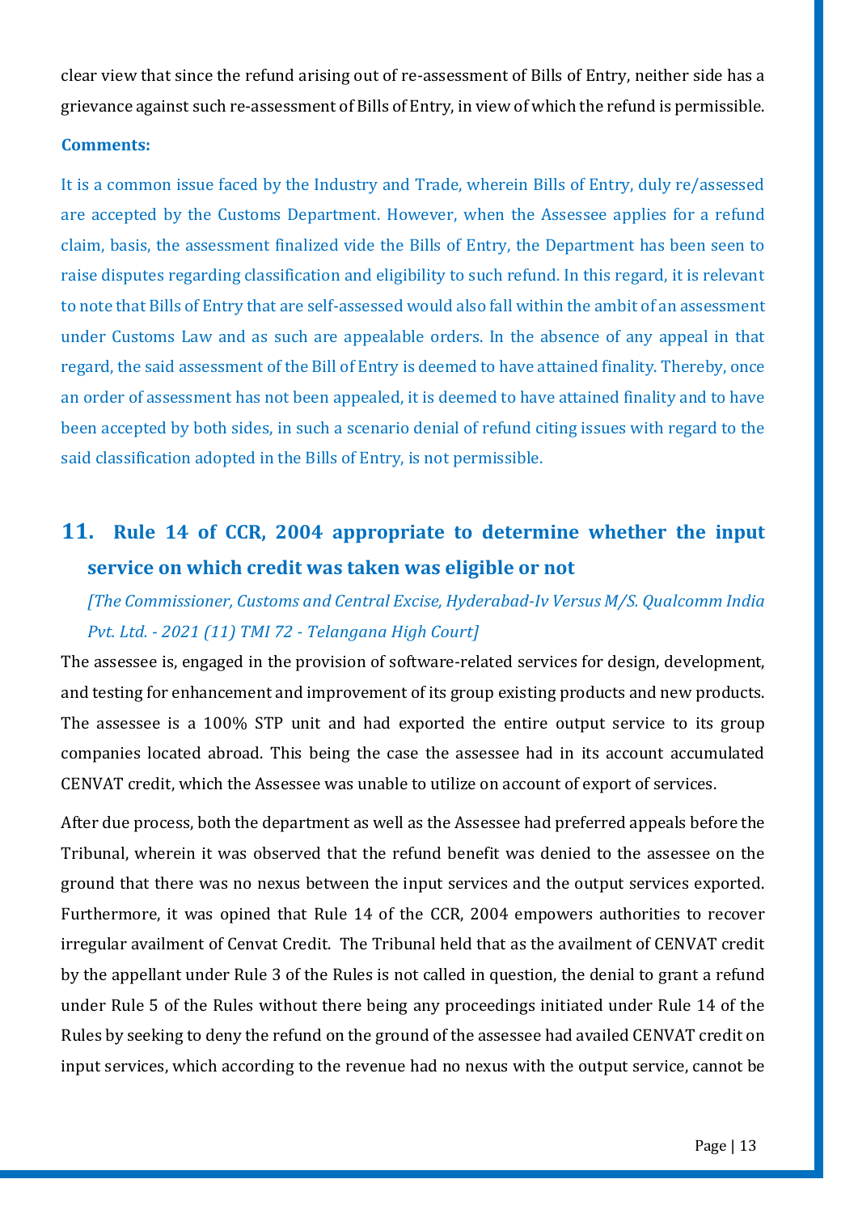clear view that since the refund arising out of re-assessment of Bills of Entry, neither side has a grievance against such re-assessment of Bills of Entry, in view of which the refund is permissible.

**Comments:**

It is a common issue faced by the Industry and Trade, wherein Bills of Entry, duly re/assessed are accepted by the Customs Department. However, when the Assessee applies for a refund claim, basis, the assessment finalized vide the Bills of Entry, the Department has been seen to raise disputes regarding classification and eligibility to such refund. In this regard, it is relevant to note that Bills of Entry that are self-assessed would also fall within the ambit of an assessment under Customs Law and as such are appealable orders. In the absence of any appeal in that regard, the said assessment of the Bill of Entry is deemed to have attained finality. Thereby, once an order of assessment has not been appealed, it is deemed to have attained finality and to have been accepted by both sides, in such a scenario denial of refund citing issues with regard to the said classification adopted in the Bills of Entry, is not permissible.

## 11. Rule 14 of CCR, 2004 appropriate to determine whether the input service on which credit was taken was eligible or not

*[The Commissioner, Customs and Central Excise, Hyderabad-Iv Versus M/S. Qualcomm India Pvt. Ltd. - 2021 (11) TMI 72 - Telangana High Court]*

The assessee is, engaged in the provision of software-related services for design, development, and testing for enhancement and improvement of its group existing products and new products. The assessee is a 100% STP unit and had exported the entire output service to its group companies located abroad. This being the case the assessee had in its account accumulated CENVAT credit, which the Assessee was unable to utilize on account of export of services.

After due process, both the department as well as the Assessee had preferred appeals before the Tribunal, wherein it was observed that the refund benefit was denied to the assessee on the ground that there was no nexus between the input services and the output services exported. Furthermore, it was opined that Rule 14 of the CCR, 2004 empowers authorities to recover irregular availment of Cenvat Credit. The Tribunal held that as the availment of CENVAT credit by the appellant under Rule 3 of the Rules is not called in question, the denial to grant a refund under Rule 5 of the Rules without there being any proceedings initiated under Rule 14 of the Rules by seeking to deny the refund on the ground of the assessee had availed CENVAT credit on input services, which according to the revenue had no nexus with the output service, cannot be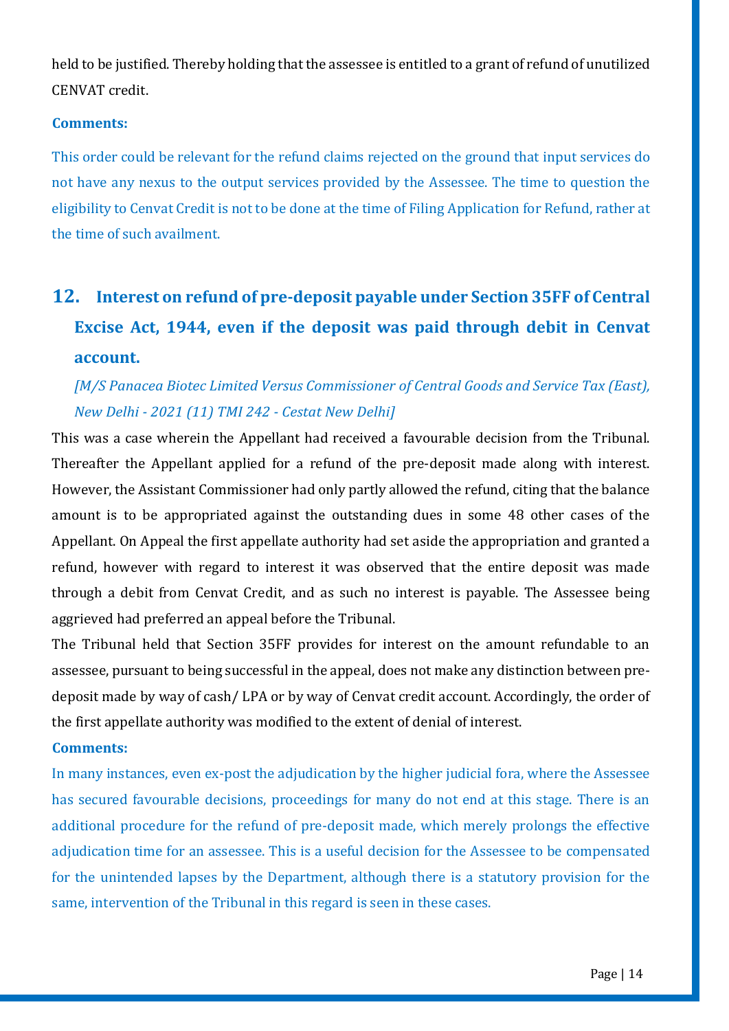held to be justified. Thereby holding that the assessee is entitled to a grant of refund of unutilized CENVAT credit.

**Comments:**

This order could be relevant for the refund claims rejected on the ground that input services do not have any nexus to the output services provided by the Assessee. The time to question the eligibility to Cenvat Credit is not to be done at the time of Filing Application for Refund, rather at the time of such availment.

## 12. Interest on refund of pre-deposit payable under Section 35FF of Central Excise Act, 1944, even if the deposit was paid through debit in Cenvat account.

*[M/S Panacea Biotec Limited Versus Commissioner of Central Goods and Service Tax (East), New Delhi - 2021 (11) TMI 242 - Cestat New Delhi]*

This was a case wherein the Appellant had received a favourable decision from the Tribunal. Thereafter the Appellant applied for a refund of the pre-deposit made along with interest. However, the Assistant Commissioner had only partly allowed the refund, citing that the balance amount is to be appropriated against the outstanding dues in some 48 other cases of the Appellant. On Appeal the first appellate authority had set aside the appropriation and granted a refund, however with regard to interest it was observed that the entire deposit was made through a debit from Cenvat Credit, and as such no interest is payable. The Assessee being aggrieved had preferred an appeal before the Tribunal.

The Tribunal held that Section 35FF provides for interest on the amount refundable to an assessee, pursuant to being successful in the appeal, does not make any distinction between pre-deposit made by way of cash/ LPA or by way of Cenvat credit account. Accordingly, the order of the first appellate authority was modified to the extent of denial of interest.

**Comments:**

In many instances, even ex-post the adjudication by the higher judicial fora, where the Assessee has secured favourable decisions, proceedings for many do not end at this stage. There is an additional procedure for the refund of pre-deposit made, which merely prolongs the effective adjudication time for an assessee. This is a useful decision for the Assessee to be compensated for the unintended lapses by the Department, although there is a statutory provision for the same, intervention of the Tribunal in this regard is seen in these cases.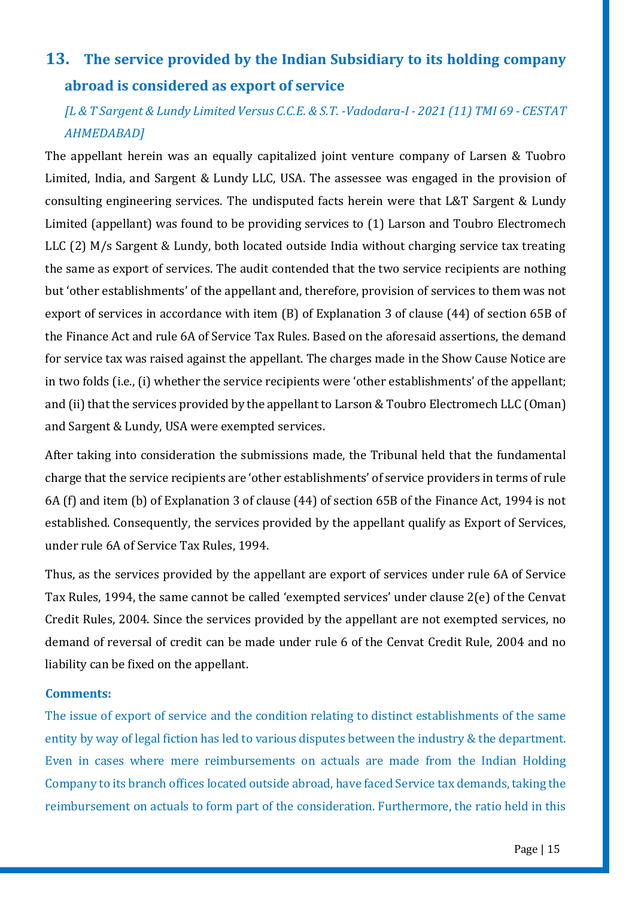## 13. The service provided by the Indian Subsidiary to its holding company abroad is considered as export of service

*[L & T Sargent & Lundy Limited Versus C.C.E. & S.T. -Vadodara-I - 2021 (11) TMI 69 - CESTAT AHMEDABAD]*

The appellant herein was an equally capitalized joint venture company of Larsen & Tuobro Limited, India, and Sargent & Lundy LLC, USA. The assessee was engaged in the provision of consulting engineering services. The undisputed facts herein were that L&T Sargent & Lundy Limited (appellant) was found to be providing services to (1) Larson and Toubro Electromech LLC (2) M/s Sargent & Lundy, both located outside India without charging service tax treating the same as export of services. The audit contended that the two service recipients are nothing but 'other establishments' of the appellant and, therefore, provision of services to them was not export of services in accordance with item (B) of Explanation 3 of clause (44) of section 65B of the Finance Act and rule 6A of Service Tax Rules. Based on the aforesaid assertions, the demand for service tax was raised against the appellant. The charges made in the Show Cause Notice are in two folds (i.e., (i) whether the service recipients were 'other establishments' of the appellant; and (ii) that the services provided by the appellant to Larson & Toubro Electromech LLC (Oman) and Sargent & Lundy, USA were exempted services.

After taking into consideration the submissions made, the Tribunal held that the fundamental charge that the service recipients are 'other establishments' of service providers in terms of rule 6A (f) and item (b) of Explanation 3 of clause (44) of section 65B of the Finance Act, 1994 is not established. Consequently, the services provided by the appellant qualify as Export of Services, under rule 6A of Service Tax Rules, 1994.

Thus, as the services provided by the appellant are export of services under rule 6A of Service Tax Rules, 1994, the same cannot be called 'exempted services' under clause 2(e) of the Cenvat Credit Rules, 2004. Since the services provided by the appellant are not exempted services, no demand of reversal of credit can be made under rule 6 of the Cenvat Credit Rule, 2004 and no liability can be fixed on the appellant.

**Comments:**

The issue of export of service and the condition relating to distinct establishments of the same entity by way of legal fiction has led to various disputes between the industry & the department. Even in cases where mere reimbursements on actuals are made from the Indian Holding Company to its branch offices located outside abroad, have faced Service tax demands, taking the reimbursement on actuals to form part of the consideration. Furthermore, the ratio held in this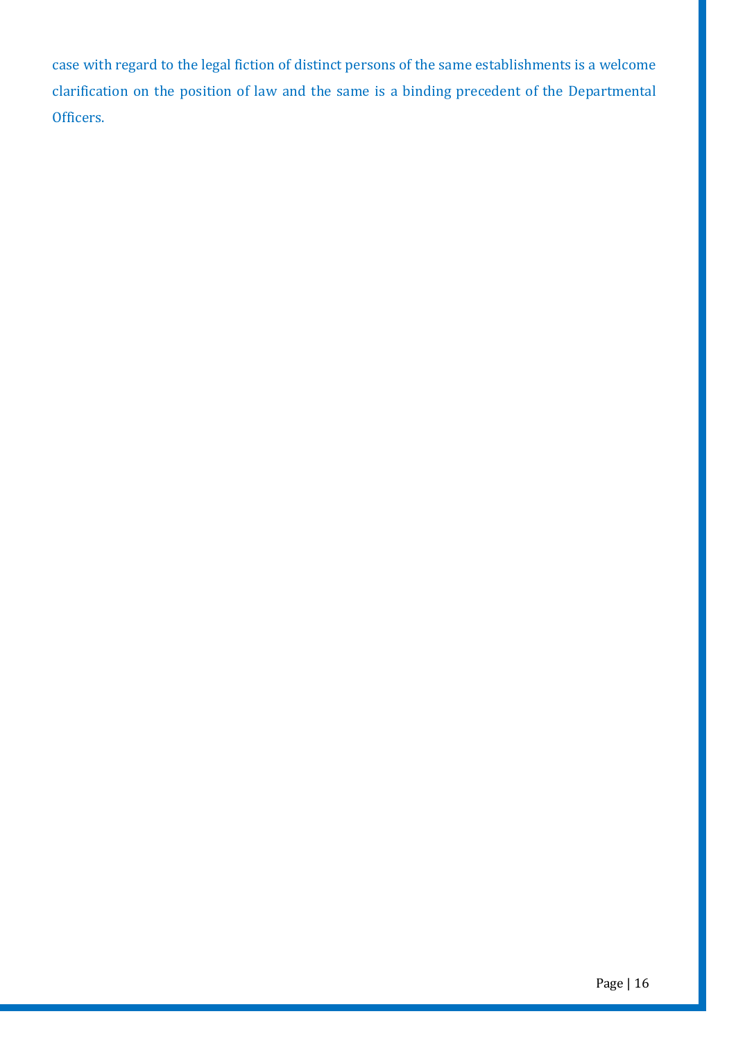case with regard to the legal fiction of distinct persons of the same establishments is a welcome clarification on the position of law and the same is a binding precedent of the Departmental Officers.